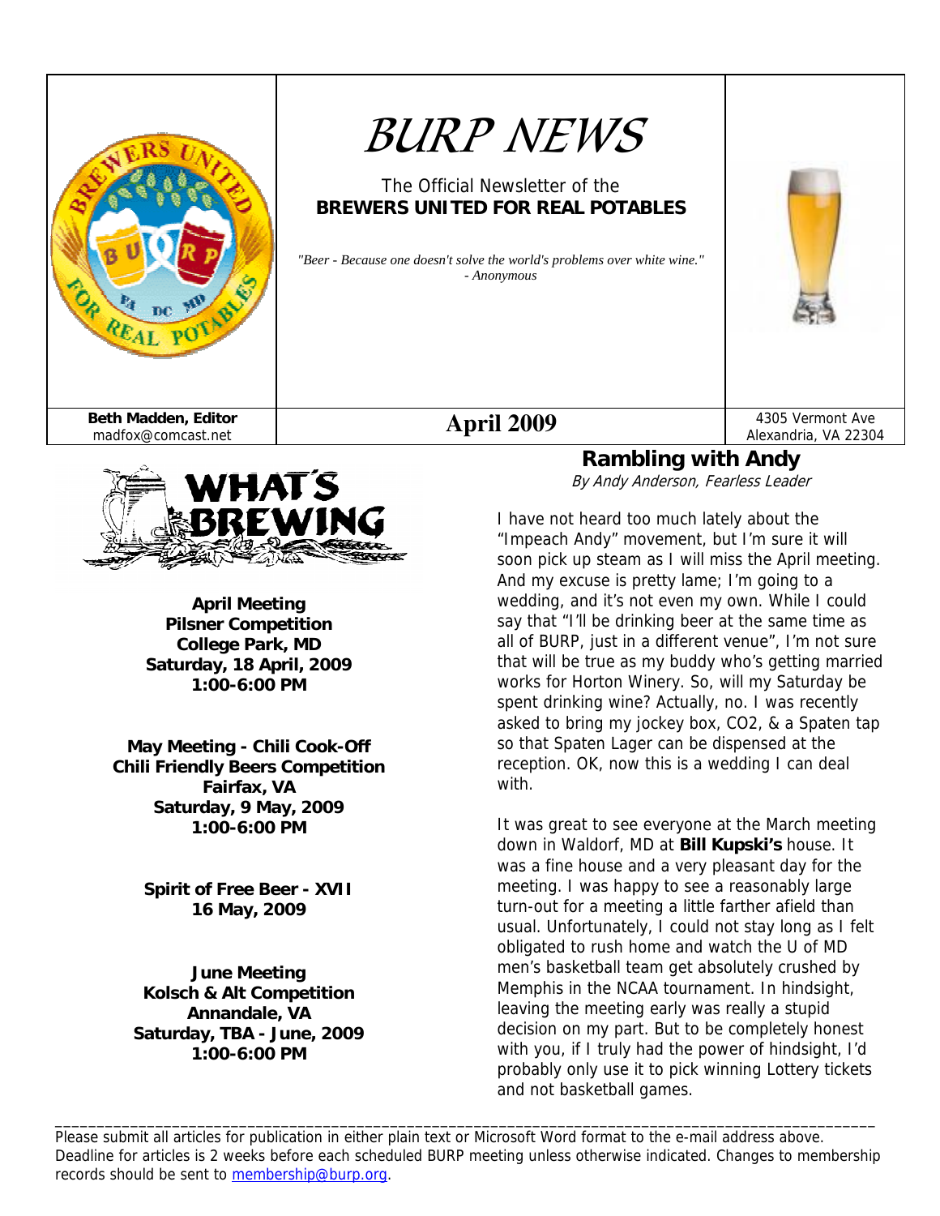# BURP NEWS

The Official Newsletter of the
**BREWERS UNITED FOR REAL POTABLES**

*"Beer - Because one doesn't solve the world's problems over white wine."*
*- Anonymous*

**Beth Madden, Editor**
madfox@comcast.net

**April 2009**

4305 Vermont Ave
Alexandria, VA 22304

## WHAT'S BREWING

**April Meeting**
**Pilsner Competition**
**College Park, MD**
**Saturday, 18 April, 2009**
**1:00-6:00 PM**

**May Meeting - Chili Cook-Off**
**Chili Friendly Beers Competition**
**Fairfax, VA**
**Saturday, 9 May, 2009**
**1:00-6:00 PM**

**Spirit of Free Beer - XVII**
**16 May, 2009**

**June Meeting**
**Kolsch & Alt Competition**
**Annandale, VA**
**Saturday, TBA - June, 2009**
**1:00-6:00 PM**

## Rambling with Andy

*By Andy Anderson, Fearless Leader*

I have not heard too much lately about the "Impeach Andy" movement, but I'm sure it will soon pick up steam as I will miss the April meeting. And my excuse is pretty lame; I'm going to a wedding, and it's not even my own. While I could say that "I'll be drinking beer at the same time as all of BURP, just in a different venue", I'm not sure that will be true as my buddy who's getting married works for Horton Winery. So, will my Saturday be spent drinking wine? Actually, no. I was recently asked to bring my jockey box, CO2, & a Spaten tap so that Spaten Lager can be dispensed at the reception. OK, now this is a wedding I can deal with.

It was great to see everyone at the March meeting down in Waldorf, MD at **Bill Kupski's** house. It was a fine house and a very pleasant day for the meeting. I was happy to see a reasonably large turn-out for a meeting a little farther afield than usual. Unfortunately, I could not stay long as I felt obligated to rush home and watch the U of MD men's basketball team get absolutely crushed by Memphis in the NCAA tournament. In hindsight, leaving the meeting early was really a stupid decision on my part. But to be completely honest with you, if I truly had the power of hindsight, I'd probably only use it to pick winning Lottery tickets and not basketball games.

---

Please submit all articles for publication in either plain text or Microsoft Word format to the e-mail address above. Deadline for articles is 2 weeks before each scheduled BURP meeting unless otherwise indicated. Changes to membership records should be sent to membership@burp.org.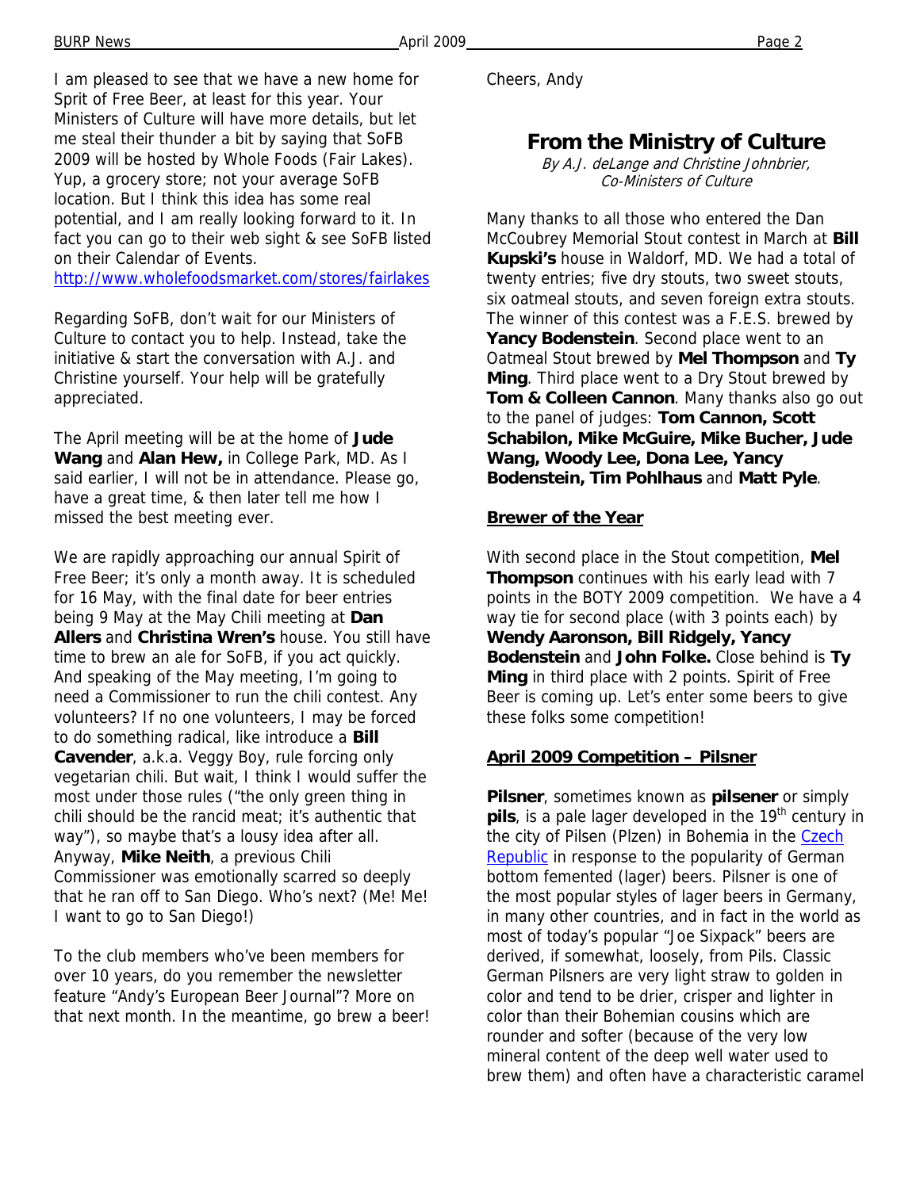I am pleased to see that we have a new home for Sprit of Free Beer, at least for this year. Your Ministers of Culture will have more details, but let me steal their thunder a bit by saying that SoFB 2009 will be hosted by Whole Foods (Fair Lakes). Yup, a grocery store; not your average SoFB location. But I think this idea has some real potential, and I am really looking forward to it. In fact you can go to their web sight & see SoFB listed on their Calendar of Events.
http://www.wholefoodsmarket.com/stores/fairlakes

Regarding SoFB, don't wait for our Ministers of Culture to contact you to help. Instead, take the initiative & start the conversation with A.J. and Christine yourself. Your help will be gratefully appreciated.

The April meeting will be at the home of **Jude Wang** and **Alan Hew,** in College Park, MD. As I said earlier, I will not be in attendance. Please go, have a great time, & then later tell me how I missed the best meeting ever.

We are rapidly approaching our annual Spirit of Free Beer; it's only a month away. It is scheduled for 16 May, with the final date for beer entries being 9 May at the May Chili meeting at **Dan Allers** and **Christina Wren's** house. You still have time to brew an ale for SoFB, if you act quickly. And speaking of the May meeting, I'm going to need a Commissioner to run the chili contest. Any volunteers? If no one volunteers, I may be forced to do something radical, like introduce a **Bill Cavender**, a.k.a. Veggy Boy, rule forcing only vegetarian chili. But wait, I think I would suffer the most under those rules ("the only green thing in chili should be the rancid meat; it's authentic that way"), so maybe that's a lousy idea after all. Anyway, **Mike Neith**, a previous Chili Commissioner was emotionally scarred so deeply that he ran off to San Diego. Who's next? (Me! Me! I want to go to San Diego!)

To the club members who've been members for over 10 years, do you remember the newsletter feature "Andy's European Beer Journal"? More on that next month. In the meantime, go brew a beer!

Cheers, Andy

## From the Ministry of Culture

*By A.J. deLange and Christine Johnbrier, Co-Ministers of Culture*

Many thanks to all those who entered the Dan McCoubrey Memorial Stout contest in March at **Bill Kupski's** house in Waldorf, MD. We had a total of twenty entries; five dry stouts, two sweet stouts, six oatmeal stouts, and seven foreign extra stouts. The winner of this contest was a F.E.S. brewed by **Yancy Bodenstein**. Second place went to an Oatmeal Stout brewed by **Mel Thompson** and **Ty Ming**. Third place went to a Dry Stout brewed by **Tom & Colleen Cannon**. Many thanks also go out to the panel of judges: **Tom Cannon, Scott Schabilon, Mike McGuire, Mike Bucher, Jude Wang, Woody Lee, Dona Lee, Yancy Bodenstein, Tim Pohlhaus** and **Matt Pyle**.

### Brewer of the Year

With second place in the Stout competition, **Mel Thompson** continues with his early lead with 7 points in the BOTY 2009 competition. We have a 4 way tie for second place (with 3 points each) by **Wendy Aaronson, Bill Ridgely, Yancy Bodenstein** and **John Folke.** Close behind is **Ty Ming** in third place with 2 points. Spirit of Free Beer is coming up. Let's enter some beers to give these folks some competition!

### April 2009 Competition – Pilsner

**Pilsner**, sometimes known as **pilsener** or simply **pils**, is a pale lager developed in the 19th century in the city of Pilsen (Plzen) in Bohemia in the Czech Republic in response to the popularity of German bottom fermented (lager) beers. Pilsner is one of the most popular styles of lager beers in Germany, in many other countries, and in fact in the world as most of today's popular "Joe Sixpack" beers are derived, if somewhat, loosely, from Pils. Classic German Pilsners are very light straw to golden in color and tend to be drier, crisper and lighter in color than their Bohemian cousins which are rounder and softer (because of the very low mineral content of the deep well water used to brew them) and often have a characteristic caramel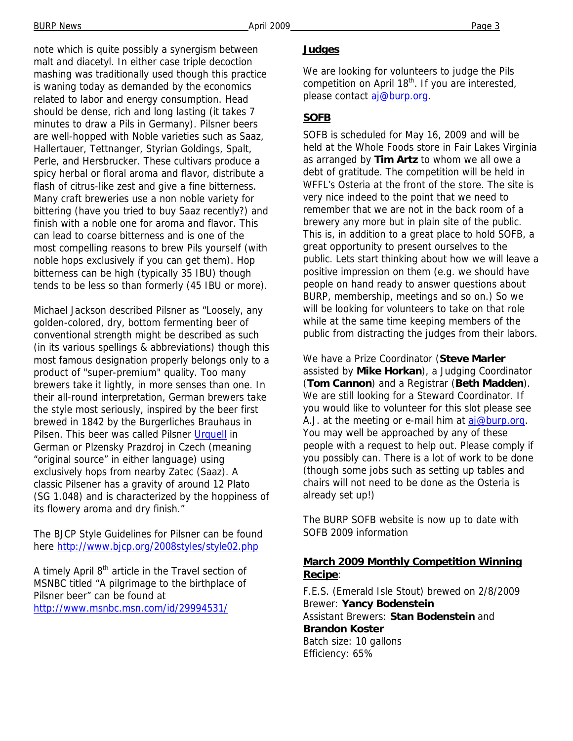note which is quite possibly a synergism between malt and diacetyl. In either case triple decoction mashing was traditionally used though this practice is waning today as demanded by the economics related to labor and energy consumption. Head should be dense, rich and long lasting (it takes 7 minutes to draw a Pils in Germany). Pilsner beers are well-hopped with Noble varieties such as Saaz, Hallertauer, Tettnanger, Styrian Goldings, Spalt, Perle, and Hersbrucker. These cultivars produce a spicy herbal or floral aroma and flavor, distribute a flash of citrus-like zest and give a fine bitterness. Many craft breweries use a non noble variety for bittering (have you tried to buy Saaz recently?) and finish with a noble one for aroma and flavor. This can lead to coarse bitterness and is one of the most compelling reasons to brew Pils yourself (with noble hops exclusively if you can get them). Hop bitterness can be high (typically 35 IBU) though tends to be less so than formerly (45 IBU or more).

Michael Jackson described Pilsner as "Loosely, any golden-colored, dry, bottom fermenting beer of conventional strength might be described as such (in its various spellings & abbreviations) though this most famous designation properly belongs only to a product of "super-premium" quality. Too many brewers take it lightly, in more senses than one. In their all-round interpretation, German brewers take the style most seriously, inspired by the beer first brewed in 1842 by the Burgerliches Brauhaus in Pilsen. This beer was called Pilsner Urquell in German or Plzensky Prazdroj in Czech (meaning "original source" in either language) using exclusively hops from nearby Zatec (Saaz). A classic Pilsener has a gravity of around 12 Plato (SG 1.048) and is characterized by the hoppiness of its flowery aroma and dry finish."

The BJCP Style Guidelines for Pilsner can be found here http://www.bjcp.org/2008styles/style02.php

A timely April 8th article in the Travel section of MSNBC titled "A pilgrimage to the birthplace of Pilsner beer" can be found at http://www.msnbc.msn.com/id/29994531/

## Judges

We are looking for volunteers to judge the Pils competition on April 18th. If you are interested, please contact aj@burp.org.

## SOFB

SOFB is scheduled for May 16, 2009 and will be held at the Whole Foods store in Fair Lakes Virginia as arranged by **Tim Artz** to whom we all owe a debt of gratitude. The competition will be held in WFFL's Osteria at the front of the store. The site is very nice indeed to the point that we need to remember that we are not in the back room of a brewery any more but in plain site of the public. This is, in addition to a great place to hold SOFB, a great opportunity to present ourselves to the public. Lets start thinking about how we will leave a positive impression on them (e.g. we should have people on hand ready to answer questions about BURP, membership, meetings and so on.) So we will be looking for volunteers to take on that role while at the same time keeping members of the public from distracting the judges from their labors.

We have a Prize Coordinator (**Steve Marler** assisted by **Mike Horkan**), a Judging Coordinator (**Tom Cannon**) and a Registrar (**Beth Madden**). We are still looking for a Steward Coordinator. If you would like to volunteer for this slot please see A.J. at the meeting or e-mail him at aj@burp.org. You may well be approached by any of these people with a request to help out. Please comply if you possibly can. There is a lot of work to be done (though some jobs such as setting up tables and chairs will not need to be done as the Osteria is already set up!)

The BURP SOFB website is now up to date with SOFB 2009 information

## March 2009 Monthly Competition Winning Recipe:

F.E.S. (Emerald Isle Stout) brewed on 2/8/2009
Brewer: **Yancy Bodenstein**
Assistant Brewers: **Stan Bodenstein** and **Brandon Koster**
Batch size: 10 gallons
Efficiency: 65%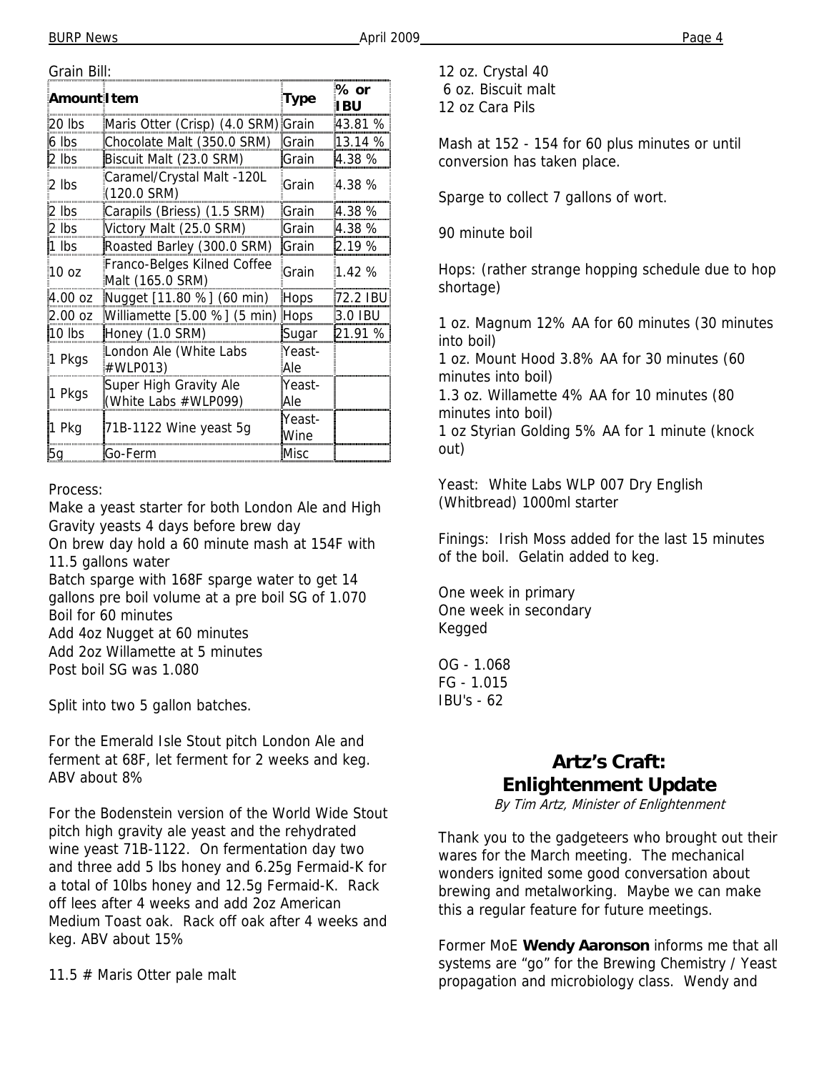Grain Bill:

| Amount | Item | Type | % or IBU |
|---|---|---|---|
| 20 lbs | Maris Otter (Crisp) (4.0 SRM) | Grain | 43.81 % |
| 6 lbs | Chocolate Malt (350.0 SRM) | Grain | 13.14 % |
| 2 lbs | Biscuit Malt (23.0 SRM) | Grain | 4.38 % |
| 2 lbs | Caramel/Crystal Malt -120L (120.0 SRM) | Grain | 4.38 % |
| 2 lbs | Carapils (Briess) (1.5 SRM) | Grain | 4.38 % |
| 2 lbs | Victory Malt (25.0 SRM) | Grain | 4.38 % |
| 1 lbs | Roasted Barley (300.0 SRM) | Grain | 2.19 % |
| 10 oz | Franco-Belges Kilned Coffee Malt (165.0 SRM) | Grain | 1.42 % |
| 4.00 oz | Nugget [11.80 %] (60 min) | Hops | 72.2 IBU |
| 2.00 oz | Williamette [5.00 %] (5 min) | Hops | 3.0 IBU |
| 10 lbs | Honey (1.0 SRM) | Sugar | 21.91 % |
| 1 Pkgs | London Ale (White Labs #WLP013) | Yeast-Ale | |
| 1 Pkgs | Super High Gravity Ale (White Labs #WLP099) | Yeast-Ale | |
| 1 Pkg | 71B-1122 Wine yeast 5g | Yeast-Wine | |
| 5g | Go-Ferm | Misc | |

Process:

Make a yeast starter for both London Ale and High Gravity yeasts 4 days before brew day
On brew day hold a 60 minute mash at 154F with 11.5 gallons water
Batch sparge with 168F sparge water to get 14 gallons pre boil volume at a pre boil SG of 1.070
Boil for 60 minutes
Add 4oz Nugget at 60 minutes
Add 2oz Willamette at 5 minutes
Post boil SG was 1.080

Split into two 5 gallon batches.

For the Emerald Isle Stout pitch London Ale and ferment at 68F, let ferment for 2 weeks and keg. ABV about 8%

For the Bodenstein version of the World Wide Stout pitch high gravity ale yeast and the rehydrated wine yeast 71B-1122. On fermentation day two and three add 5 lbs honey and 6.25g Fermaid-K for a total of 10lbs honey and 12.5g Fermaid-K. Rack off lees after 4 weeks and add 2oz American Medium Toast oak. Rack off oak after 4 weeks and keg. ABV about 15%

11.5 # Maris Otter pale malt
12 oz. Crystal 40
6 oz. Biscuit malt
12 oz Cara Pils

Mash at 152 - 154 for 60 plus minutes or until conversion has taken place.

Sparge to collect 7 gallons of wort.

90 minute boil

Hops: (rather strange hopping schedule due to hop shortage)

1 oz. Magnum 12% AA for 60 minutes (30 minutes into boil)
1 oz. Mount Hood 3.8% AA for 30 minutes (60 minutes into boil)
1.3 oz. Willamette 4% AA for 10 minutes (80 minutes into boil)
1 oz Styrian Golding 5% AA for 1 minute (knock out)

Yeast: White Labs WLP 007 Dry English (Whitbread) 1000ml starter

Finings: Irish Moss added for the last 15 minutes of the boil. Gelatin added to keg.

One week in primary
One week in secondary
Kegged

OG - 1.068
FG - 1.015
IBU's - 62

## Artz's Craft: Enlightenment Update

*By Tim Artz, Minister of Enlightenment*

Thank you to the gadgeteers who brought out their wares for the March meeting. The mechanical wonders ignited some good conversation about brewing and metalworking. Maybe we can make this a regular feature for future meetings.

Former MoE **Wendy Aaronson** informs me that all systems are "go" for the Brewing Chemistry / Yeast propagation and microbiology class. Wendy and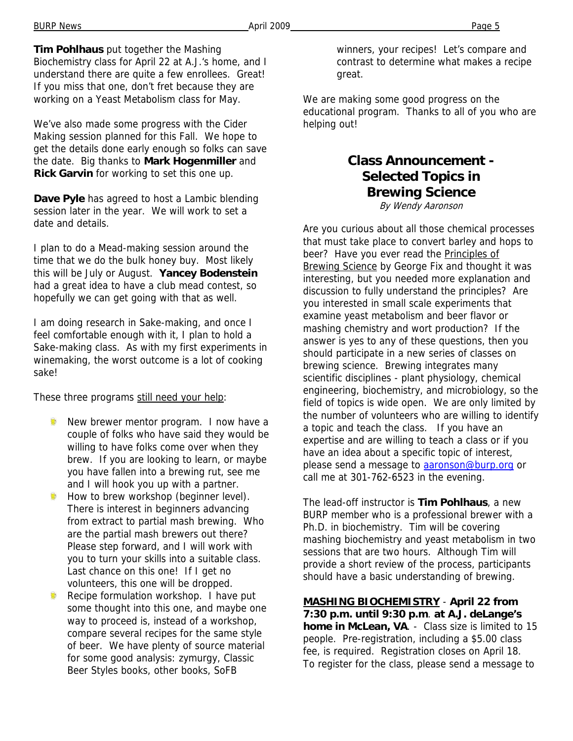**Tim Pohlhaus** put together the Mashing Biochemistry class for April 22 at A.J.'s home, and I understand there are quite a few enrollees. Great! If you miss that one, don't fret because they are working on a Yeast Metabolism class for May.

We've also made some progress with the Cider Making session planned for this Fall. We hope to get the details done early enough so folks can save the date. Big thanks to **Mark Hogenmiller** and **Rick Garvin** for working to set this one up.

**Dave Pyle** has agreed to host a Lambic blending session later in the year. We will work to set a date and details.

I plan to do a Mead-making session around the time that we do the bulk honey buy. Most likely this will be July or August. **Yancey Bodenstein** had a great idea to have a club mead contest, so hopefully we can get going with that as well.

I am doing research in Sake-making, and once I feel comfortable enough with it, I plan to hold a Sake-making class. As with my first experiments in winemaking, the worst outcome is a lot of cooking sake!

These three programs still need your help:

- New brewer mentor program. I now have a couple of folks who have said they would be willing to have folks come over when they brew. If you are looking to learn, or maybe you have fallen into a brewing rut, see me and I will hook you up with a partner.
- How to brew workshop (beginner level). There is interest in beginners advancing from extract to partial mash brewing. Who are the partial mash brewers out there? Please step forward, and I will work with you to turn your skills into a suitable class. Last chance on this one! If I get no volunteers, this one will be dropped.
- Recipe formulation workshop. I have put some thought into this one, and maybe one way to proceed is, instead of a workshop, compare several recipes for the same style of beer. We have plenty of source material for some good analysis: zymurgy, Classic Beer Styles books, other books, SoFB winners, your recipes! Let's compare and contrast to determine what makes a recipe great.

We are making some good progress on the educational program. Thanks to all of you who are helping out!

## Class Announcement - Selected Topics in Brewing Science

*By Wendy Aaronson*

Are you curious about all those chemical processes that must take place to convert barley and hops to beer? Have you ever read the Principles of Brewing Science by George Fix and thought it was interesting, but you needed more explanation and discussion to fully understand the principles? Are you interested in small scale experiments that examine yeast metabolism and beer flavor or mashing chemistry and wort production? If the answer is yes to any of these questions, then you should participate in a new series of classes on brewing science. Brewing integrates many scientific disciplines - plant physiology, chemical engineering, biochemistry, and microbiology, so the field of topics is wide open. We are only limited by the number of volunteers who are willing to identify a topic and teach the class. If you have an expertise and are willing to teach a class or if you have an idea about a specific topic of interest, please send a message to aaronson@burp.org or call me at 301-762-6523 in the evening.

The lead-off instructor is **Tim Pohlhaus**, a new BURP member who is a professional brewer with a Ph.D. in biochemistry. Tim will be covering mashing biochemistry and yeast metabolism in two sessions that are two hours. Although Tim will provide a short review of the process, participants should have a basic understanding of brewing.

**MASHING BIOCHEMISTRY** - **April 22 from 7:30 p.m. until 9:30 p.m**. **at A.J. deLange's home in McLean, VA**. - Class size is limited to 15 people. Pre-registration, including a $5.00 class fee, is required. Registration closes on April 18. To register for the class, please send a message to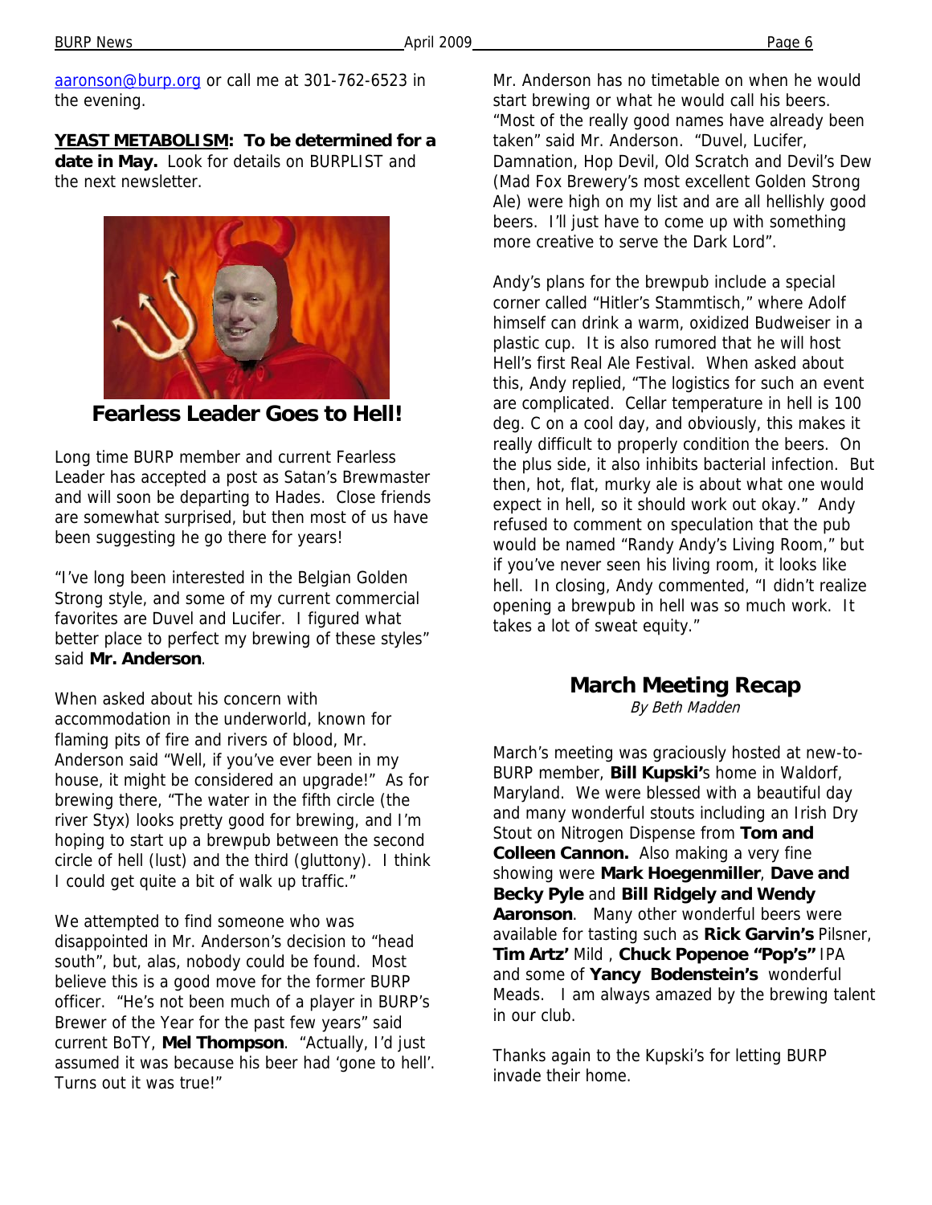aaronson@burp.org or call me at 301-762-6523 in the evening.

**YEAST METABOLISM: To be determined for a date in May.** Look for details on BURPLIST and the next newsletter.

## Fearless Leader Goes to Hell!

Long time BURP member and current Fearless Leader has accepted a post as Satan's Brewmaster and will soon be departing to Hades. Close friends are somewhat surprised, but then most of us have been suggesting he go there for years!

"I've long been interested in the Belgian Golden Strong style, and some of my current commercial favorites are Duvel and Lucifer. I figured what better place to perfect my brewing of these styles" said **Mr. Anderson**.

When asked about his concern with accommodation in the underworld, known for flaming pits of fire and rivers of blood, Mr. Anderson said "Well, if you've ever been in my house, it might be considered an upgrade!" As for brewing there, "The water in the fifth circle (the river Styx) looks pretty good for brewing, and I'm hoping to start up a brewpub between the second circle of hell (lust) and the third (gluttony). I think I could get quite a bit of walk up traffic."

We attempted to find someone who was disappointed in Mr. Anderson's decision to "head south", but, alas, nobody could be found. Most believe this is a good move for the former BURP officer. "He's not been much of a player in BURP's Brewer of the Year for the past few years" said current BoTY, **Mel Thompson**. "Actually, I'd just assumed it was because his beer had 'gone to hell'. Turns out it was true!"

Mr. Anderson has no timetable on when he would start brewing or what he would call his beers. "Most of the really good names have already been taken" said Mr. Anderson. "Duvel, Lucifer, Damnation, Hop Devil, Old Scratch and Devil's Dew (Mad Fox Brewery's most excellent Golden Strong Ale) were high on my list and are all hellishly good beers. I'll just have to come up with something more creative to serve the Dark Lord".

Andy's plans for the brewpub include a special corner called "Hitler's Stammtisch," where Adolf himself can drink a warm, oxidized Budweiser in a plastic cup. It is also rumored that he will host Hell's first Real Ale Festival. When asked about this, Andy replied, "The logistics for such an event are complicated. Cellar temperature in hell is 100 deg. C on a cool day, and obviously, this makes it really difficult to properly condition the beers. On the plus side, it also inhibits bacterial infection. But then, hot, flat, murky ale is about what one would expect in hell, so it should work out okay." Andy refused to comment on speculation that the pub would be named "Randy Andy's Living Room," but if you've never seen his living room, it looks like hell. In closing, Andy commented, "I didn't realize opening a brewpub in hell was so much work. It takes a lot of sweat equity."

## March Meeting Recap

*By Beth Madden*

March's meeting was graciously hosted at new-to-BURP member, **Bill Kupski'**s home in Waldorf, Maryland. We were blessed with a beautiful day and many wonderful stouts including an Irish Dry Stout on Nitrogen Dispense from **Tom and Colleen Cannon.** Also making a very fine showing were **Mark Hoegenmiller**, **Dave and Becky Pyle** and **Bill Ridgely and Wendy Aaronson**. Many other wonderful beers were available for tasting such as **Rick Garvin's** Pilsner, **Tim Artz'** Mild , **Chuck Popenoe "Pop's"** IPA and some of **Yancy Bodenstein's** wonderful Meads. I am always amazed by the brewing talent in our club.

Thanks again to the Kupski's for letting BURP invade their home.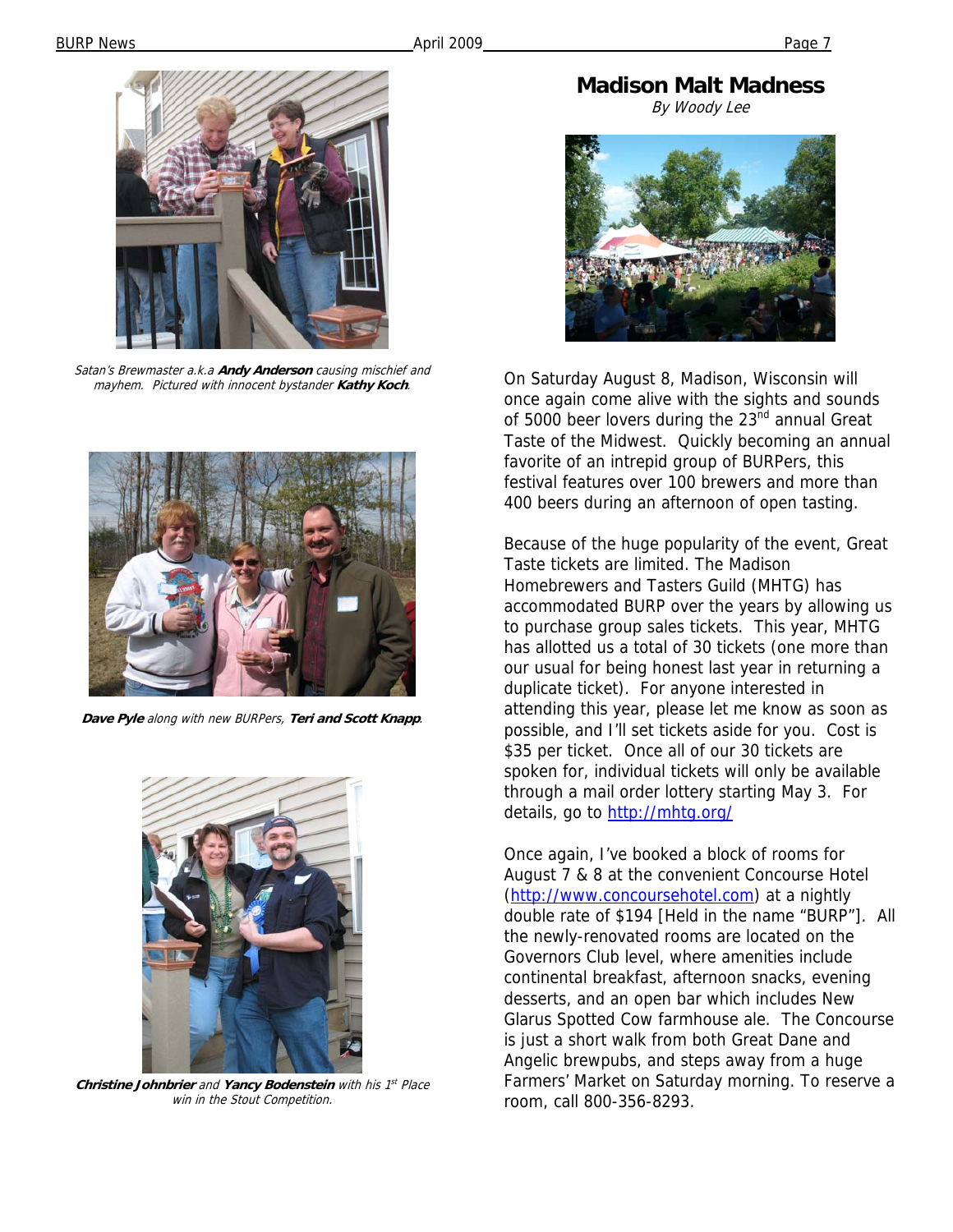*Satan's Brewmaster a.k.a **Andy Anderson** causing mischief and mayhem. Pictured with innocent bystander **Kathy Koch**.*

***Dave Pyle** along with new BURPers, **Teri and Scott Knapp**.*

***Christine Johnbrier** and **Yancy Bodenstein** with his 1st Place win in the Stout Competition.*

# Madison Malt Madness

*By Woody Lee*

On Saturday August 8, Madison, Wisconsin will once again come alive with the sights and sounds of 5000 beer lovers during the 23rd annual Great Taste of the Midwest. Quickly becoming an annual favorite of an intrepid group of BURPers, this festival features over 100 brewers and more than 400 beers during an afternoon of open tasting.

Because of the huge popularity of the event, Great Taste tickets are limited. The Madison Homebrewers and Tasters Guild (MHTG) has accommodated BURP over the years by allowing us to purchase group sales tickets. This year, MHTG has allotted us a total of 30 tickets (one more than our usual for being honest last year in returning a duplicate ticket). For anyone interested in attending this year, please let me know as soon as possible, and I'll set tickets aside for you. Cost is $35 per ticket. Once all of our 30 tickets are spoken for, individual tickets will only be available through a mail order lottery starting May 3. For details, go to http://mhtg.org/

Once again, I've booked a block of rooms for August 7 & 8 at the convenient Concourse Hotel (http://www.concoursehotel.com) at a nightly double rate of $194 [Held in the name "BURP"]. All the newly-renovated rooms are located on the Governors Club level, where amenities include continental breakfast, afternoon snacks, evening desserts, and an open bar which includes New Glarus Spotted Cow farmhouse ale. The Concourse is just a short walk from both Great Dane and Angelic brewpubs, and steps away from a huge Farmers' Market on Saturday morning. To reserve a room, call 800-356-8293.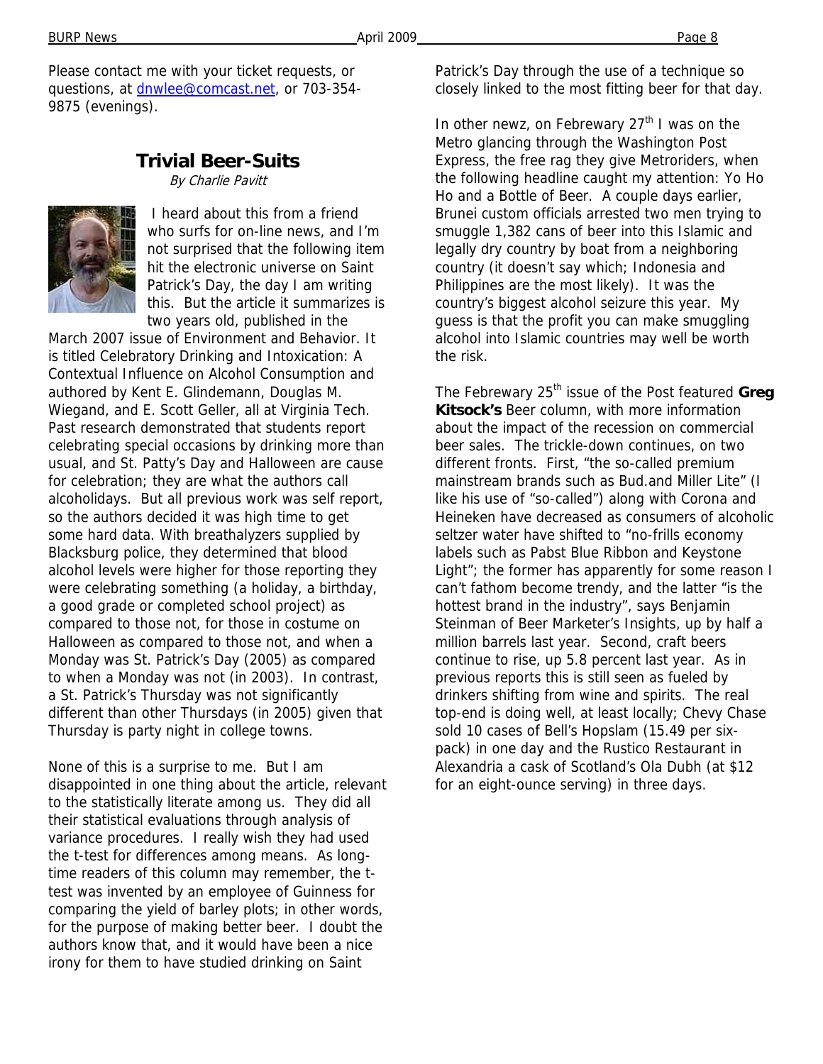Please contact me with your ticket requests, or questions, at dnwlee@comcast.net, or 703-354-9875 (evenings).

## Trivial Beer-Suits

*By Charlie Pavitt*

I heard about this from a friend who surfs for on-line news, and I'm not surprised that the following item hit the electronic universe on Saint Patrick's Day, the day I am writing this. But the article it summarizes is two years old, published in the March 2007 issue of Environment and Behavior. It is titled Celebratory Drinking and Intoxication: A Contextual Influence on Alcohol Consumption and authored by Kent E. Glindemann, Douglas M. Wiegand, and E. Scott Geller, all at Virginia Tech. Past research demonstrated that students report celebrating special occasions by drinking more than usual, and St. Patty's Day and Halloween are cause for celebration; they are what the authors call alcoholidays. But all previous work was self report, so the authors decided it was high time to get some hard data. With breathalyzers supplied by Blacksburg police, they determined that blood alcohol levels were higher for those reporting they were celebrating something (a holiday, a birthday, a good grade or completed school project) as compared to those not, for those in costume on Halloween as compared to those not, and when a Monday was St. Patrick's Day (2005) as compared to when a Monday was not (in 2003). In contrast, a St. Patrick's Thursday was not significantly different than other Thursdays (in 2005) given that Thursday is party night in college towns.

None of this is a surprise to me. But I am disappointed in one thing about the article, relevant to the statistically literate among us. They did all their statistical evaluations through analysis of variance procedures. I really wish they had used the t-test for differences among means. As long-time readers of this column may remember, the t-test was invented by an employee of Guinness for comparing the yield of barley plots; in other words, for the purpose of making better beer. I doubt the authors know that, and it would have been a nice irony for them to have studied drinking on Saint Patrick's Day through the use of a technique so closely linked to the most fitting beer for that day.

In other newz, on Febrewary 27th I was on the Metro glancing through the Washington Post Express, the free rag they give Metroriders, when the following headline caught my attention: Yo Ho Ho and a Bottle of Beer. A couple days earlier, Brunei custom officials arrested two men trying to smuggle 1,382 cans of beer into this Islamic and legally dry country by boat from a neighboring country (it doesn't say which; Indonesia and Philippines are the most likely). It was the country's biggest alcohol seizure this year. My guess is that the profit you can make smuggling alcohol into Islamic countries may well be worth the risk.

The Febrewary 25th issue of the Post featured **Greg Kitsock's** Beer column, with more information about the impact of the recession on commercial beer sales. The trickle-down continues, on two different fronts. First, "the so-called premium mainstream brands such as Bud.and Miller Lite" (I like his use of "so-called") along with Corona and Heineken have decreased as consumers of alcoholic seltzer water have shifted to "no-frills economy labels such as Pabst Blue Ribbon and Keystone Light"; the former has apparently for some reason I can't fathom become trendy, and the latter "is the hottest brand in the industry", says Benjamin Steinman of Beer Marketer's Insights, up by half a million barrels last year. Second, craft beers continue to rise, up 5.8 percent last year. As in previous reports this is still seen as fueled by drinkers shifting from wine and spirits. The real top-end is doing well, at least locally; Chevy Chase sold 10 cases of Bell's Hopslam (15.49 per six-pack) in one day and the Rustico Restaurant in Alexandria a cask of Scotland's Ola Dubh (at $12 for an eight-ounce serving) in three days.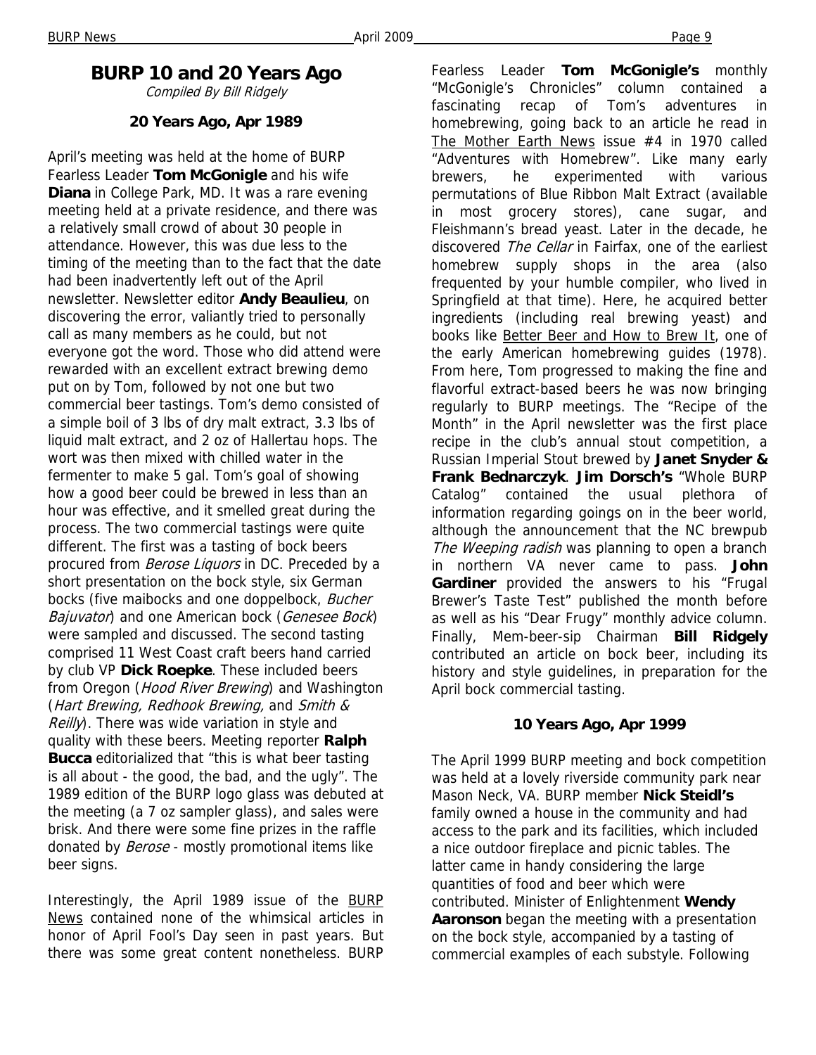## BURP 10 and 20 Years Ago

*Compiled By Bill Ridgely*

### 20 Years Ago, Apr 1989

April's meeting was held at the home of BURP Fearless Leader **Tom McGonigle** and his wife **Diana** in College Park, MD. It was a rare evening meeting held at a private residence, and there was a relatively small crowd of about 30 people in attendance. However, this was due less to the timing of the meeting than to the fact that the date had been inadvertently left out of the April newsletter. Newsletter editor **Andy Beaulieu**, on discovering the error, valiantly tried to personally call as many members as he could, but not everyone got the word. Those who did attend were rewarded with an excellent extract brewing demo put on by Tom, followed by not one but two commercial beer tastings. Tom's demo consisted of a simple boil of 3 lbs of dry malt extract, 3.3 lbs of liquid malt extract, and 2 oz of Hallertau hops. The wort was then mixed with chilled water in the fermenter to make 5 gal. Tom's goal of showing how a good beer could be brewed in less than an hour was effective, and it smelled great during the process. The two commercial tastings were quite different. The first was a tasting of bock beers procured from *Berose Liquors* in DC. Preceded by a short presentation on the bock style, six German bocks (five maibocks and one doppelbock, *Bucher Bajuvator*) and one American bock (*Genesee Bock*) were sampled and discussed. The second tasting comprised 11 West Coast craft beers hand carried by club VP **Dick Roepke**. These included beers from Oregon (*Hood River Brewing*) and Washington (*Hart Brewing, Redhook Brewing,* and *Smith & Reilly*). There was wide variation in style and quality with these beers. Meeting reporter **Ralph Bucca** editorialized that "this is what beer tasting is all about - the good, the bad, and the ugly". The 1989 edition of the BURP logo glass was debuted at the meeting (a 7 oz sampler glass), and sales were brisk. And there were some fine prizes in the raffle donated by *Berose* - mostly promotional items like beer signs.

Interestingly, the April 1989 issue of the BURP News contained none of the whimsical articles in honor of April Fool's Day seen in past years. But there was some great content nonetheless. BURP Fearless Leader **Tom McGonigle's** monthly "McGonigle's Chronicles" column contained a fascinating recap of Tom's adventures in homebrewing, going back to an article he read in The Mother Earth News issue #4 in 1970 called "Adventures with Homebrew". Like many early brewers, he experimented with various permutations of Blue Ribbon Malt Extract (available in most grocery stores), cane sugar, and Fleishmann's bread yeast. Later in the decade, he discovered *The Cellar* in Fairfax, one of the earliest homebrew supply shops in the area (also frequented by your humble compiler, who lived in Springfield at that time). Here, he acquired better ingredients (including real brewing yeast) and books like Better Beer and How to Brew It, one of the early American homebrewing guides (1978). From here, Tom progressed to making the fine and flavorful extract-based beers he was now bringing regularly to BURP meetings. The "Recipe of the Month" in the April newsletter was the first place recipe in the club's annual stout competition, a Russian Imperial Stout brewed by **Janet Snyder & Frank Bednarczyk**. **Jim Dorsch's** "Whole BURP Catalog" contained the usual plethora of information regarding goings on in the beer world, although the announcement that the NC brewpub *The Weeping radish* was planning to open a branch in northern VA never came to pass. **John Gardiner** provided the answers to his "Frugal Brewer's Taste Test" published the month before as well as his "Dear Frugy" monthly advice column. Finally, Mem-beer-sip Chairman **Bill Ridgely** contributed an article on bock beer, including its history and style guidelines, in preparation for the April bock commercial tasting.

### 10 Years Ago, Apr 1999

The April 1999 BURP meeting and bock competition was held at a lovely riverside community park near Mason Neck, VA. BURP member **Nick Steidl's** family owned a house in the community and had access to the park and its facilities, which included a nice outdoor fireplace and picnic tables. The latter came in handy considering the large quantities of food and beer which were contributed. Minister of Enlightenment **Wendy Aaronson** began the meeting with a presentation on the bock style, accompanied by a tasting of commercial examples of each substyle. Following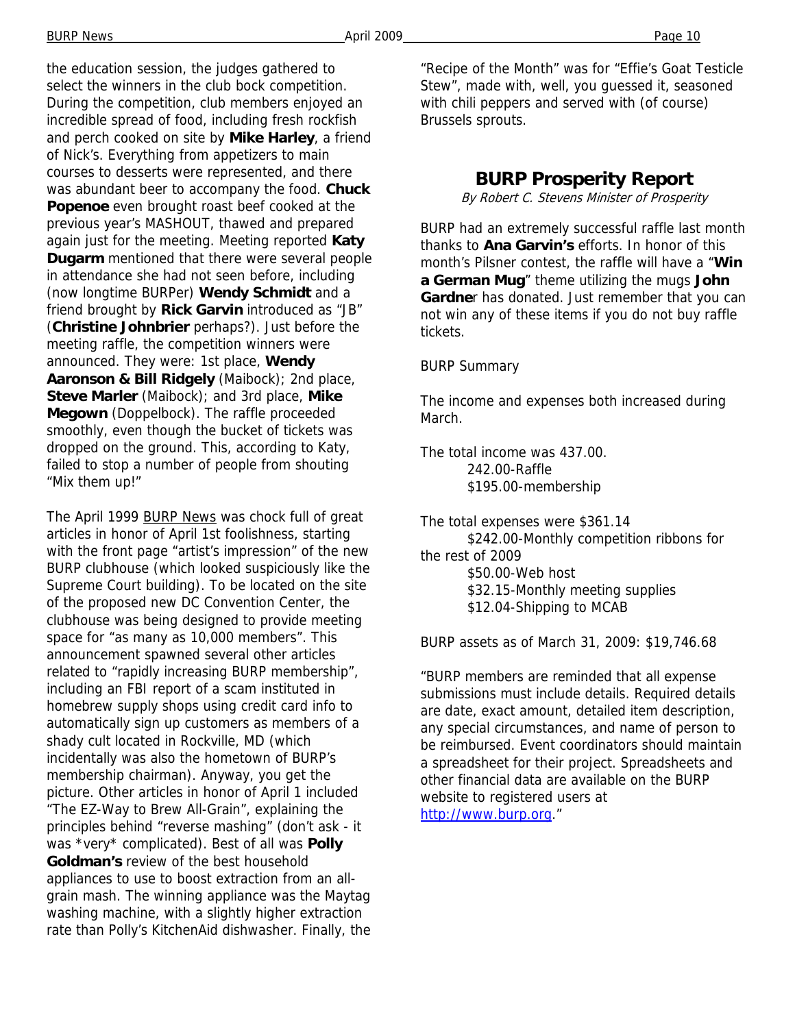the education session, the judges gathered to select the winners in the club bock competition. During the competition, club members enjoyed an incredible spread of food, including fresh rockfish and perch cooked on site by **Mike Harley**, a friend of Nick's. Everything from appetizers to main courses to desserts were represented, and there was abundant beer to accompany the food. **Chuck Popenoe** even brought roast beef cooked at the previous year's MASHOUT, thawed and prepared again just for the meeting. Meeting reported **Katy Dugarm** mentioned that there were several people in attendance she had not seen before, including (now longtime BURPer) **Wendy Schmidt** and a friend brought by **Rick Garvin** introduced as "JB" (**Christine Johnbrier** perhaps?). Just before the meeting raffle, the competition winners were announced. They were: 1st place, **Wendy Aaronson & Bill Ridgely** (Maibock); 2nd place, **Steve Marler** (Maibock); and 3rd place, **Mike Megown** (Doppelbock). The raffle proceeded smoothly, even though the bucket of tickets was dropped on the ground. This, according to Katy, failed to stop a number of people from shouting "Mix them up!"

The April 1999 BURP News was chock full of great articles in honor of April 1st foolishness, starting with the front page "artist's impression" of the new BURP clubhouse (which looked suspiciously like the Supreme Court building). To be located on the site of the proposed new DC Convention Center, the clubhouse was being designed to provide meeting space for "as many as 10,000 members". This announcement spawned several other articles related to "rapidly increasing BURP membership", including an FBI report of a scam instituted in homebrew supply shops using credit card info to automatically sign up customers as members of a shady cult located in Rockville, MD (which incidentally was also the hometown of BURP's membership chairman). Anyway, you get the picture. Other articles in honor of April 1 included "The EZ-Way to Brew All-Grain", explaining the principles behind "reverse mashing" (don't ask - it was *very* complicated). Best of all was **Polly Goldman's** review of the best household appliances to use to boost extraction from an all-grain mash. The winning appliance was the Maytag washing machine, with a slightly higher extraction rate than Polly's KitchenAid dishwasher. Finally, the "Recipe of the Month" was for "Effie's Goat Testicle Stew", made with, well, you guessed it, seasoned with chili peppers and served with (of course) Brussels sprouts.

## BURP Prosperity Report

*By Robert C. Stevens Minister of Prosperity*

BURP had an extremely successful raffle last month thanks to **Ana Garvin's** efforts. In honor of this month's Pilsner contest, the raffle will have a "**Win a German Mug**" theme utilizing the mugs **John Gardne**r has donated. Just remember that you can not win any of these items if you do not buy raffle tickets.

BURP Summary

The income and expenses both increased during March.

The total income was 437.00.
- 242.00-Raffle
- $195.00-membership

The total expenses were $361.14
- $242.00-Monthly competition ribbons for the rest of 2009
- $50.00-Web host
- $32.15-Monthly meeting supplies
- $12.04-Shipping to MCAB

BURP assets as of March 31, 2009: $19,746.68

"BURP members are reminded that all expense submissions must include details. Required details are date, exact amount, detailed item description, any special circumstances, and name of person to be reimbursed. Event coordinators should maintain a spreadsheet for their project. Spreadsheets and other financial data are available on the BURP website to registered users at http://www.burp.org."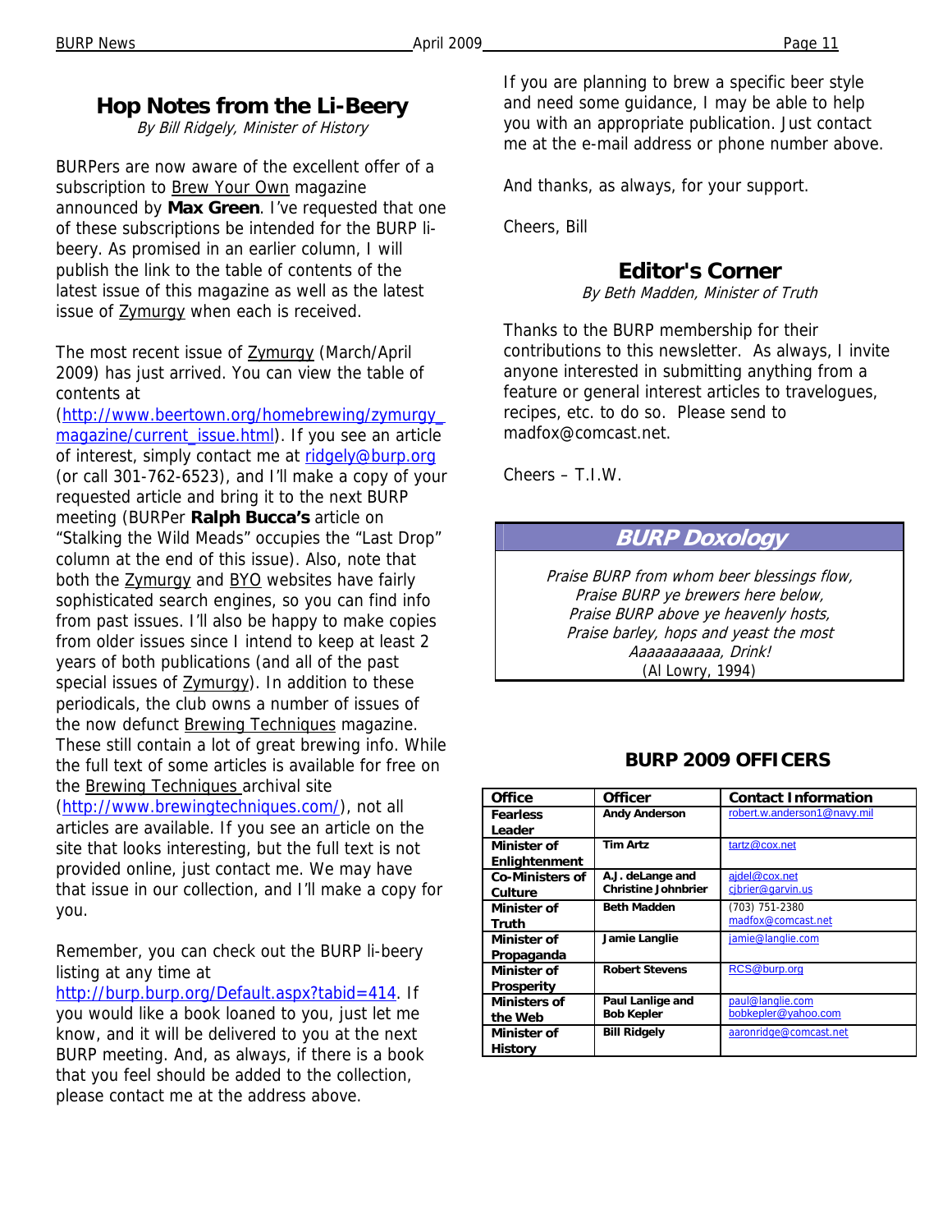## Hop Notes from the Li-Beery

*By Bill Ridgely, Minister of History*

BURPers are now aware of the excellent offer of a subscription to Brew Your Own magazine announced by **Max Green**. I've requested that one of these subscriptions be intended for the BURP li-beery. As promised in an earlier column, I will publish the link to the table of contents of the latest issue of this magazine as well as the latest issue of Zymurgy when each is received.

The most recent issue of Zymurgy (March/April 2009) has just arrived. You can view the table of contents at (http://www.beertown.org/homebrewing/zymurgy_magazine/current_issue.html). If you see an article of interest, simply contact me at ridgely@burp.org (or call 301-762-6523), and I'll make a copy of your requested article and bring it to the next BURP meeting (BURPer **Ralph Bucca's** article on "Stalking the Wild Meads" occupies the "Last Drop" column at the end of this issue). Also, note that both the Zymurgy and BYO websites have fairly sophisticated search engines, so you can find info from past issues. I'll also be happy to make copies from older issues since I intend to keep at least 2 years of both publications (and all of the past special issues of Zymurgy). In addition to these periodicals, the club owns a number of issues of the now defunct Brewing Techniques magazine. These still contain a lot of great brewing info. While the full text of some articles is available for free on the Brewing Techniques archival site (http://www.brewingtechniques.com/), not all articles are available. If you see an article on the site that looks interesting, but the full text is not provided online, just contact me. We may have that issue in our collection, and I'll make a copy for you.

Remember, you can check out the BURP li-beery listing at any time at http://burp.burp.org/Default.aspx?tabid=414. If you would like a book loaned to you, just let me know, and it will be delivered to you at the next BURP meeting. And, as always, if there is a book that you feel should be added to the collection, please contact me at the address above.

If you are planning to brew a specific beer style and need some guidance, I may be able to help you with an appropriate publication. Just contact me at the e-mail address or phone number above.

And thanks, as always, for your support.

Cheers, Bill

## Editor's Corner

*By Beth Madden, Minister of Truth*

Thanks to the BURP membership for their contributions to this newsletter. As always, I invite anyone interested in submitting anything from a feature or general interest articles to travelogues, recipes, etc. to do so. Please send to madfox@comcast.net.

Cheers – T.I.W.

### BURP Doxology

*Praise BURP from whom beer blessings flow,*
*Praise BURP ye brewers here below,*
*Praise BURP above ye heavenly hosts,*
*Praise barley, hops and yeast the most*
*Aaaaaaaaaaa, Drink!*
(Al Lowry, 1994)

### BURP 2009 OFFICERS

| Office | Officer | Contact Information |
|---|---|---|
| Fearless Leader | Andy Anderson | robert.w.anderson1@navy.mil |
| Minister of Enlightenment | Tim Artz | tartz@cox.net |
| Co-Ministers of Culture | A.J. deLange and Christine Johnbrier | ajdel@cox.net cjbrier@garvin.us |
| Minister of Truth | Beth Madden | (703) 751-2380 madfox@comcast.net |
| Minister of Propaganda | Jamie Langlie | jamie@langlie.com |
| Minister of Prosperity | Robert Stevens | RCS@burp.org |
| Ministers of the Web | Paul Langlie and Bob Kepler | paul@langlie.com bobkepler@yahoo.com |
| Minister of History | Bill Ridgely | aaronridge@comcast.net |